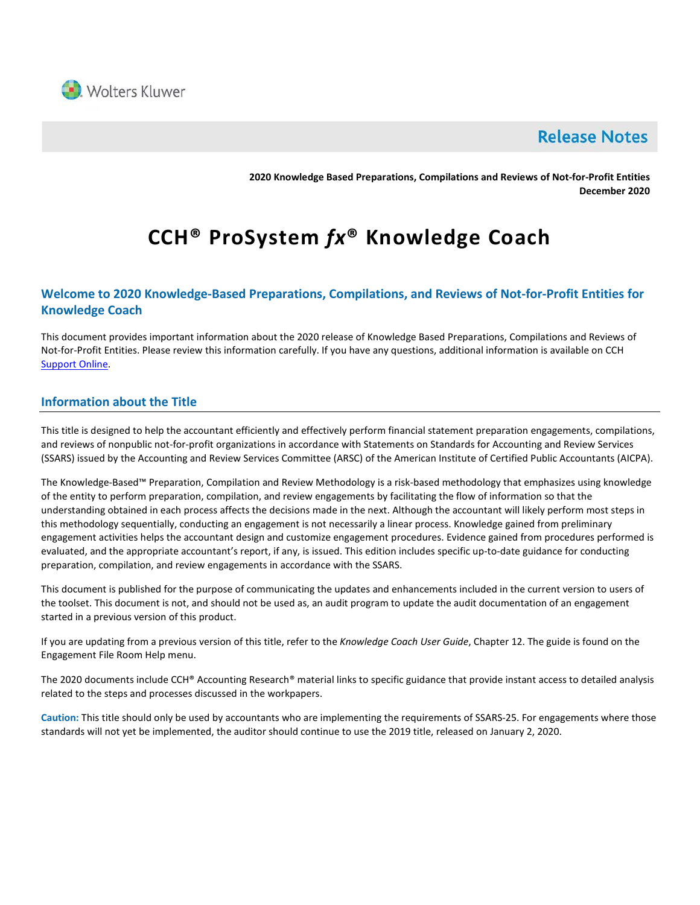Wolters Kluwer

# Release Notes

**2020 Knowledge Based Preparations, Compilations and Reviews of Not-for-Profit Entities**
**December 2020**

# CCH® ProSystem *fx*® Knowledge Coach

## Welcome to 2020 Knowledge-Based Preparations, Compilations, and Reviews of Not-for-Profit Entities for Knowledge Coach

This document provides important information about the 2020 release of Knowledge Based Preparations, Compilations and Reviews of Not-for-Profit Entities. Please review this information carefully. If you have any questions, additional information is available on CCH Support Online.

## Information about the Title

This title is designed to help the accountant efficiently and effectively perform financial statement preparation engagements, compilations, and reviews of nonpublic not-for-profit organizations in accordance with Statements on Standards for Accounting and Review Services (SSARS) issued by the Accounting and Review Services Committee (ARSC) of the American Institute of Certified Public Accountants (AICPA).

The Knowledge-Based™ Preparation, Compilation and Review Methodology is a risk-based methodology that emphasizes using knowledge of the entity to perform preparation, compilation, and review engagements by facilitating the flow of information so that the understanding obtained in each process affects the decisions made in the next. Although the accountant will likely perform most steps in this methodology sequentially, conducting an engagement is not necessarily a linear process. Knowledge gained from preliminary engagement activities helps the accountant design and customize engagement procedures. Evidence gained from procedures performed is evaluated, and the appropriate accountant's report, if any, is issued. This edition includes specific up-to-date guidance for conducting preparation, compilation, and review engagements in accordance with the SSARS.

This document is published for the purpose of communicating the updates and enhancements included in the current version to users of the toolset. This document is not, and should not be used as, an audit program to update the audit documentation of an engagement started in a previous version of this product.

If you are updating from a previous version of this title, refer to the *Knowledge Coach User Guide*, Chapter 12. The guide is found on the Engagement File Room Help menu.

The 2020 documents include CCH® Accounting Research® material links to specific guidance that provide instant access to detailed analysis related to the steps and processes discussed in the workpapers.

**Caution:** This title should only be used by accountants who are implementing the requirements of SSARS-25. For engagements where those standards will not yet be implemented, the auditor should continue to use the 2019 title, released on January 2, 2020.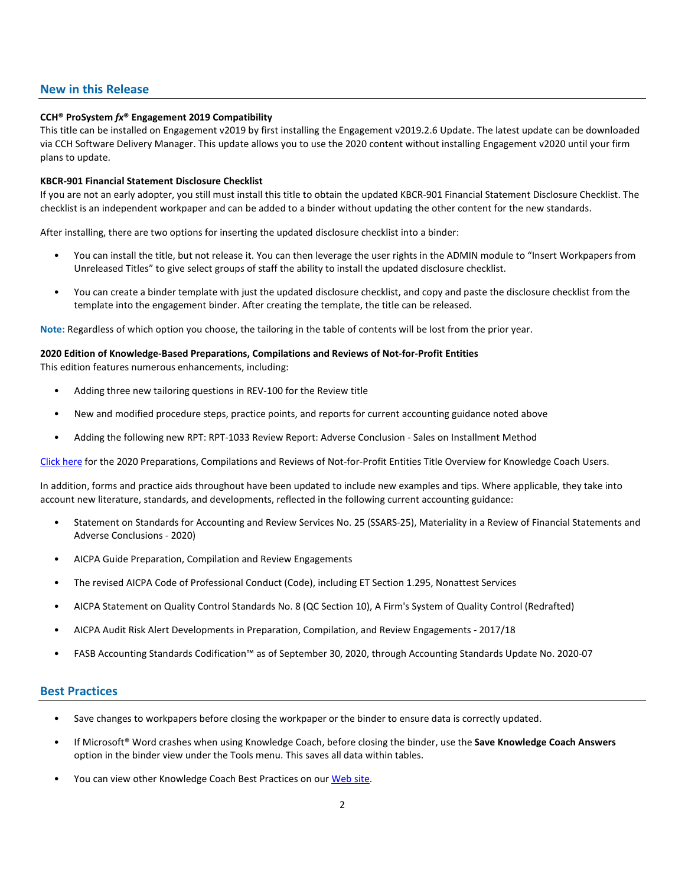## New in this Release

**CCH® ProSystem *fx*® Engagement 2019 Compatibility**

This title can be installed on Engagement v2019 by first installing the Engagement v2019.2.6 Update. The latest update can be downloaded via CCH Software Delivery Manager. This update allows you to use the 2020 content without installing Engagement v2020 until your firm plans to update.

**KBCR-901 Financial Statement Disclosure Checklist**

If you are not an early adopter, you still must install this title to obtain the updated KBCR-901 Financial Statement Disclosure Checklist. The checklist is an independent workpaper and can be added to a binder without updating the other content for the new standards.

After installing, there are two options for inserting the updated disclosure checklist into a binder:

- You can install the title, but not release it. You can then leverage the user rights in the ADMIN module to "Insert Workpapers from Unreleased Titles" to give select groups of staff the ability to install the updated disclosure checklist.
- You can create a binder template with just the updated disclosure checklist, and copy and paste the disclosure checklist from the template into the engagement binder. After creating the template, the title can be released.

**Note:** Regardless of which option you choose, the tailoring in the table of contents will be lost from the prior year.

**2020 Edition of Knowledge-Based Preparations, Compilations and Reviews of Not-for-Profit Entities**

This edition features numerous enhancements, including:

- Adding three new tailoring questions in REV-100 for the Review title
- New and modified procedure steps, practice points, and reports for current accounting guidance noted above
- Adding the following new RPT: RPT-1033 Review Report: Adverse Conclusion - Sales on Installment Method

Click here for the 2020 Preparations, Compilations and Reviews of Not-for-Profit Entities Title Overview for Knowledge Coach Users.

In addition, forms and practice aids throughout have been updated to include new examples and tips. Where applicable, they take into account new literature, standards, and developments, reflected in the following current accounting guidance:

- Statement on Standards for Accounting and Review Services No. 25 (SSARS-25), Materiality in a Review of Financial Statements and Adverse Conclusions - 2020)
- AICPA Guide Preparation, Compilation and Review Engagements
- The revised AICPA Code of Professional Conduct (Code), including ET Section 1.295, Nonattest Services
- AICPA Statement on Quality Control Standards No. 8 (QC Section 10), A Firm's System of Quality Control (Redrafted)
- AICPA Audit Risk Alert Developments in Preparation, Compilation, and Review Engagements - 2017/18
- FASB Accounting Standards Codification™ as of September 30, 2020, through Accounting Standards Update No. 2020-07

## Best Practices

- Save changes to workpapers before closing the workpaper or the binder to ensure data is correctly updated.
- If Microsoft® Word crashes when using Knowledge Coach, before closing the binder, use the **Save Knowledge Coach Answers** option in the binder view under the Tools menu. This saves all data within tables.
- You can view other Knowledge Coach Best Practices on our Web site.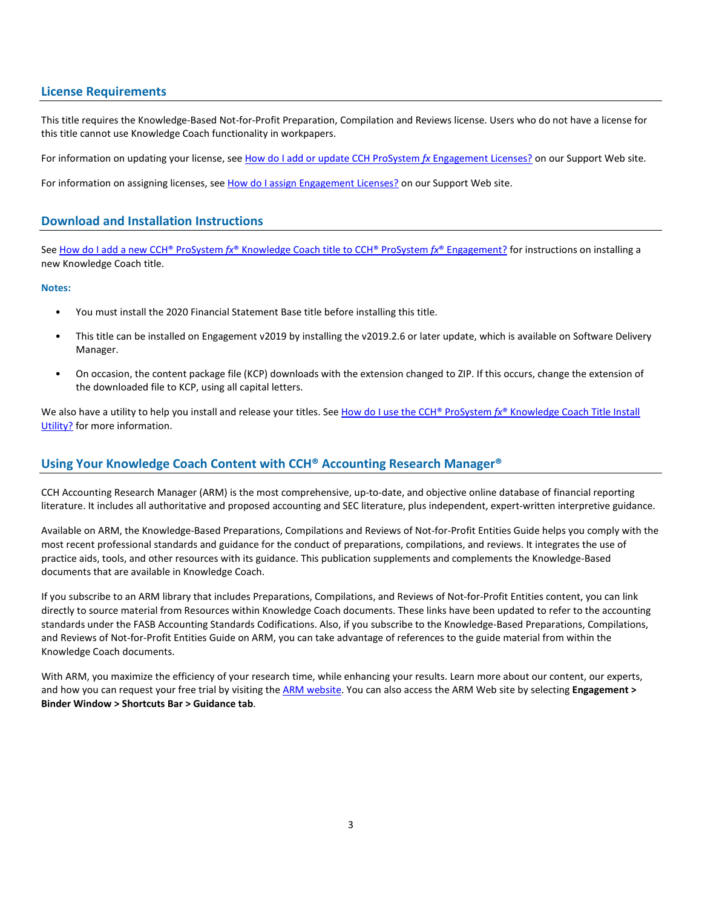## License Requirements

This title requires the Knowledge-Based Not-for-Profit Preparation, Compilation and Reviews license. Users who do not have a license for this title cannot use Knowledge Coach functionality in workpapers.

For information on updating your license, see How do I add or update CCH ProSystem *fx* Engagement Licenses? on our Support Web site.

For information on assigning licenses, see How do I assign Engagement Licenses? on our Support Web site.

## Download and Installation Instructions

See How do I add a new CCH® ProSystem *fx*® Knowledge Coach title to CCH® ProSystem *fx*® Engagement? for instructions on installing a new Knowledge Coach title.

**Notes:**

- You must install the 2020 Financial Statement Base title before installing this title.
- This title can be installed on Engagement v2019 by installing the v2019.2.6 or later update, which is available on Software Delivery Manager.
- On occasion, the content package file (KCP) downloads with the extension changed to ZIP. If this occurs, change the extension of the downloaded file to KCP, using all capital letters.

We also have a utility to help you install and release your titles. See How do I use the CCH® ProSystem *fx*® Knowledge Coach Title Install Utility? for more information.

## Using Your Knowledge Coach Content with CCH® Accounting Research Manager®

CCH Accounting Research Manager (ARM) is the most comprehensive, up-to-date, and objective online database of financial reporting literature. It includes all authoritative and proposed accounting and SEC literature, plus independent, expert-written interpretive guidance.

Available on ARM, the Knowledge-Based Preparations, Compilations and Reviews of Not-for-Profit Entities Guide helps you comply with the most recent professional standards and guidance for the conduct of preparations, compilations, and reviews. It integrates the use of practice aids, tools, and other resources with its guidance. This publication supplements and complements the Knowledge-Based documents that are available in Knowledge Coach.

If you subscribe to an ARM library that includes Preparations, Compilations, and Reviews of Not-for-Profit Entities content, you can link directly to source material from Resources within Knowledge Coach documents. These links have been updated to refer to the accounting standards under the FASB Accounting Standards Codifications. Also, if you subscribe to the Knowledge-Based Preparations, Compilations, and Reviews of Not-for-Profit Entities Guide on ARM, you can take advantage of references to the guide material from within the Knowledge Coach documents.

With ARM, you maximize the efficiency of your research time, while enhancing your results. Learn more about our content, our experts, and how you can request your free trial by visiting the ARM website. You can also access the ARM Web site by selecting **Engagement > Binder Window > Shortcuts Bar > Guidance tab**.